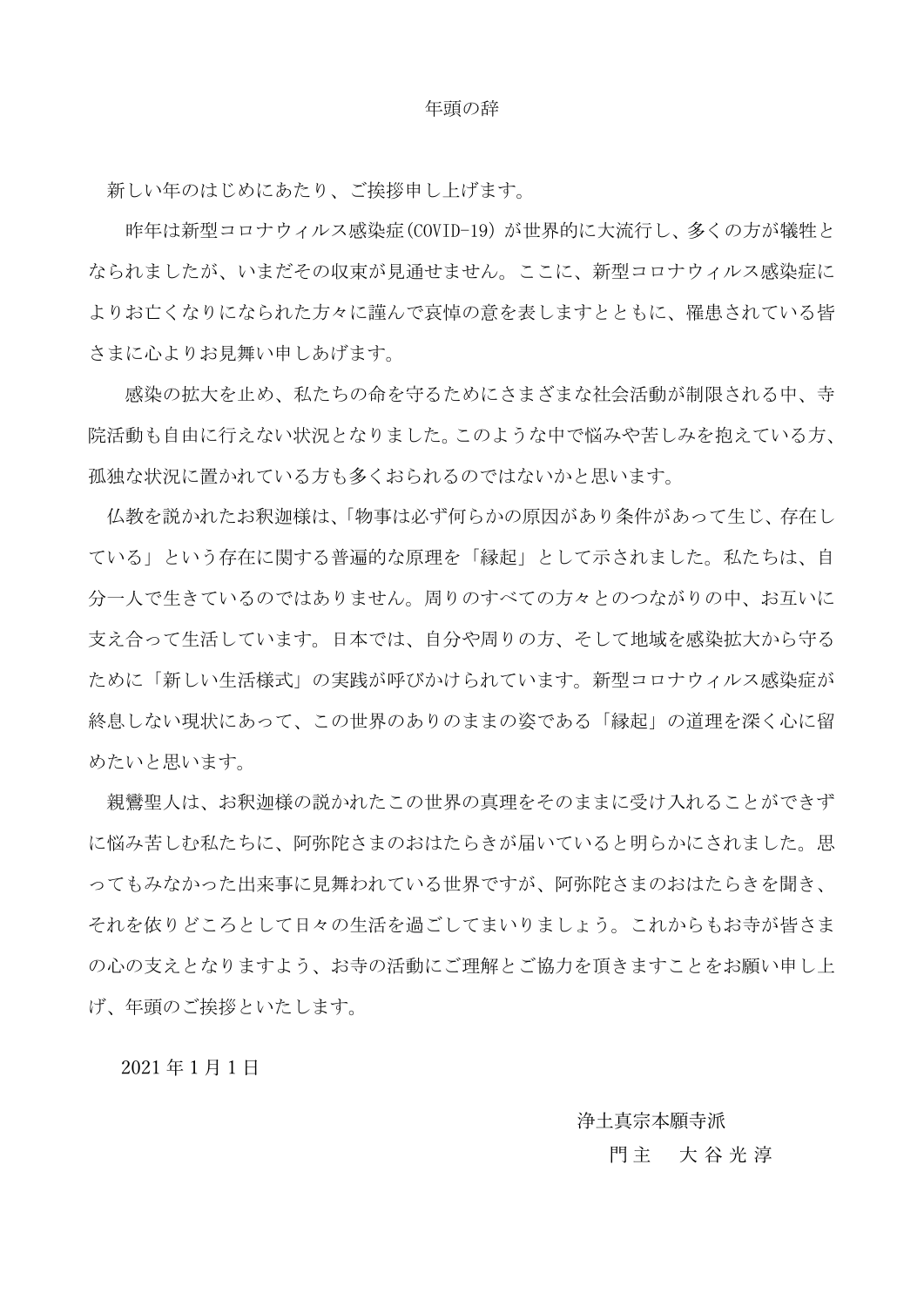# 年頭の辞

新しい年のはじめにあたり、ご挨拶申し上げます。

昨年は新型コロナウィルス感染症(COVID-19) が世界的に大流行し、多くの方が犠牲となられましたが、いまだその収束が見通せません。ここに、新型コロナウィルス感染症によりお亡くなりになられた方々に謹んで哀悼の意を表しますとともに、罹患されている皆さまに心よりお見舞い申しあげます。

感染の拡大を止め、私たちの命を守るためにさまざまな社会活動が制限される中、寺院活動も自由に行えない状況となりました。このような中で悩みや苦しみを抱えている方、孤独な状況に置かれている方も多くおられるのではないかと思います。

仏教を説かれたお釈迦様は、「物事は必ず何らかの原因があり条件があって生じ、存在している」という存在に関する普遍的な原理を「縁起」として示されました。私たちは、自分一人で生きているのではありません。周りのすべての方々とのつながりの中、お互いに支え合って生活しています。日本では、自分や周りの方、そして地域を感染拡大から守るために「新しい生活様式」の実践が呼びかけられています。新型コロナウィルス感染症が終息しない現状にあって、この世界のありのままの姿である「縁起」の道理を深く心に留めたいと思います。

親鸞聖人は、お釈迦様の説かれたこの世界の真理をそのままに受け入れることができずに悩み苦しむ私たちに、阿弥陀さまのおはたらきが届いていると明らかにされました。思ってもみなかった出来事に見舞われている世界ですが、阿弥陀さまのおはたらきを聞き、それを依りどころとして日々の生活を過ごしてまいりましょう。これからもお寺が皆さまの心の支えとなりますよう、お寺の活動にご理解とご協力を頂きますことをお願い申し上げ、年頭のご挨拶といたします。

2021 年 1 月 1 日

浄土真宗本願寺派
門主　大 谷 光 淳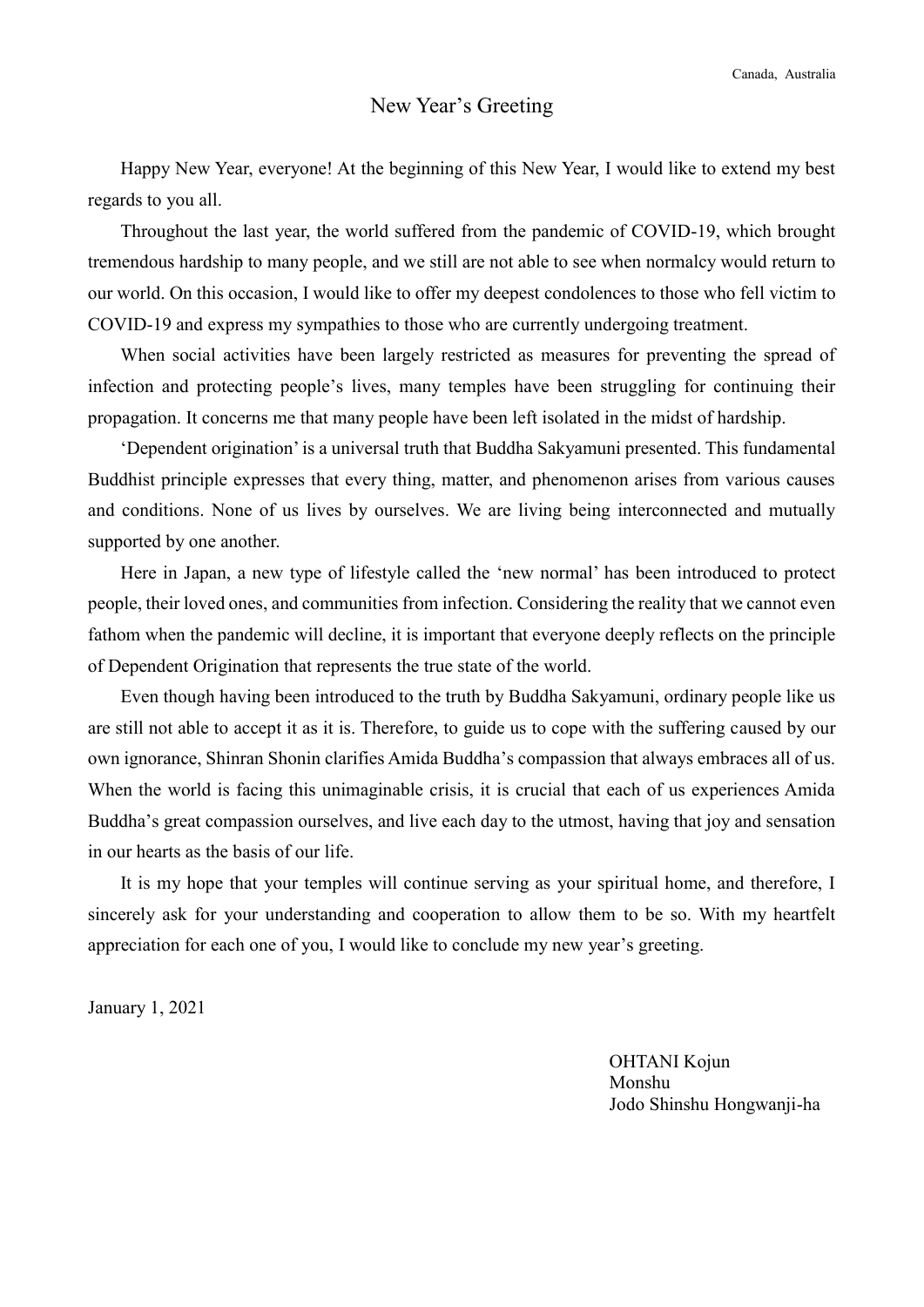Canada, Australia

# New Year's Greeting

Happy New Year, everyone! At the beginning of this New Year, I would like to extend my best regards to you all.

Throughout the last year, the world suffered from the pandemic of COVID-19, which brought tremendous hardship to many people, and we still are not able to see when normalcy would return to our world. On this occasion, I would like to offer my deepest condolences to those who fell victim to COVID-19 and express my sympathies to those who are currently undergoing treatment.

When social activities have been largely restricted as measures for preventing the spread of infection and protecting people's lives, many temples have been struggling for continuing their propagation. It concerns me that many people have been left isolated in the midst of hardship.

'Dependent origination' is a universal truth that Buddha Sakyamuni presented. This fundamental Buddhist principle expresses that every thing, matter, and phenomenon arises from various causes and conditions. None of us lives by ourselves. We are living being interconnected and mutually supported by one another.

Here in Japan, a new type of lifestyle called the 'new normal' has been introduced to protect people, their loved ones, and communities from infection. Considering the reality that we cannot even fathom when the pandemic will decline, it is important that everyone deeply reflects on the principle of Dependent Origination that represents the true state of the world.

Even though having been introduced to the truth by Buddha Sakyamuni, ordinary people like us are still not able to accept it as it is. Therefore, to guide us to cope with the suffering caused by our own ignorance, Shinran Shonin clarifies Amida Buddha's compassion that always embraces all of us. When the world is facing this unimaginable crisis, it is crucial that each of us experiences Amida Buddha's great compassion ourselves, and live each day to the utmost, having that joy and sensation in our hearts as the basis of our life.

It is my hope that your temples will continue serving as your spiritual home, and therefore, I sincerely ask for your understanding and cooperation to allow them to be so. With my heartfelt appreciation for each one of you, I would like to conclude my new year's greeting.

January 1, 2021

OHTANI Kojun
Monshu
Jodo Shinshu Hongwanji-ha